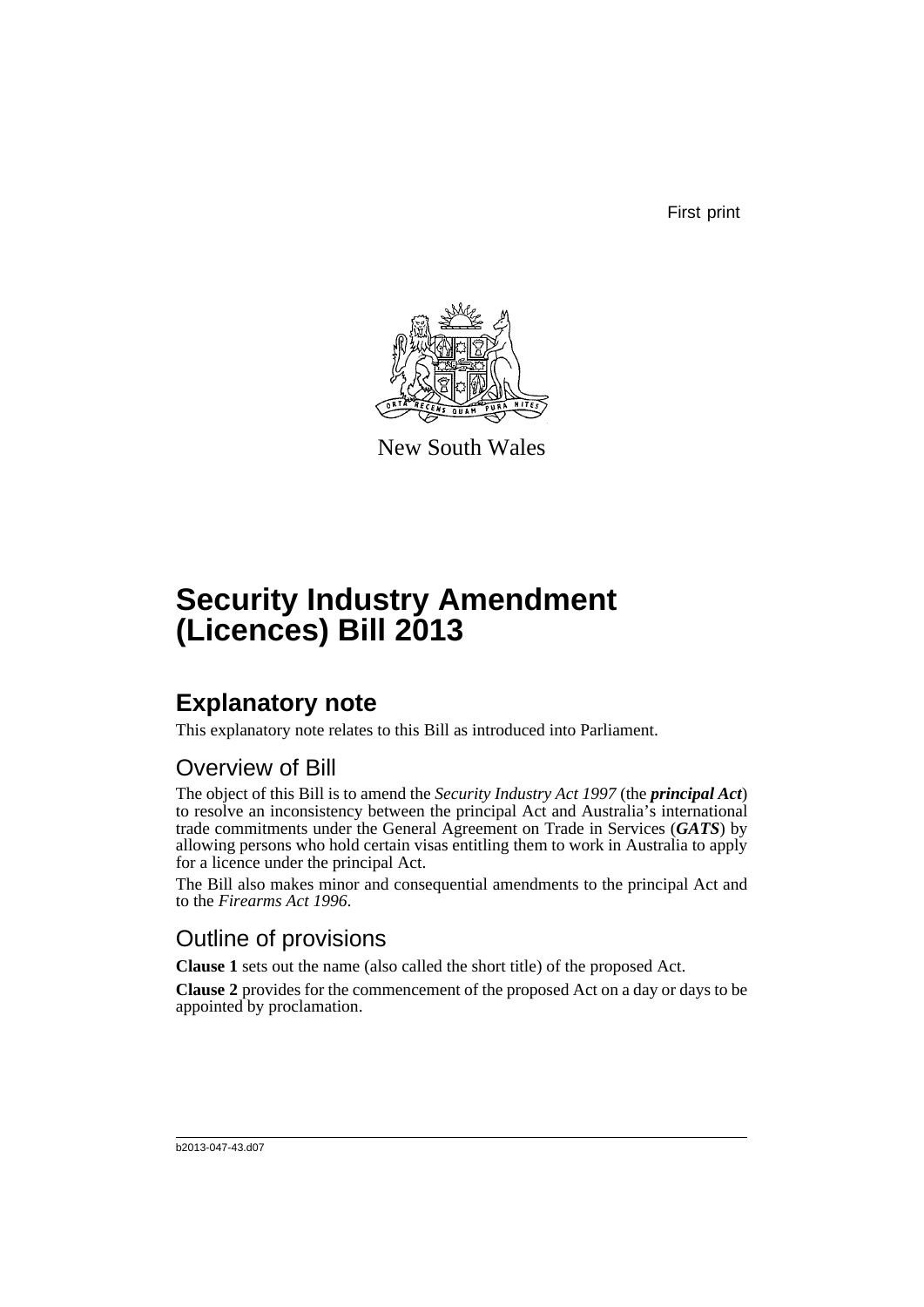First print

New South Wales

# Security Industry Amendment (Licences) Bill 2013

## Explanatory note

This explanatory note relates to this Bill as introduced into Parliament.

### Overview of Bill

The object of this Bill is to amend the *Security Industry Act 1997* (the ***principal Act***) to resolve an inconsistency between the principal Act and Australia's international trade commitments under the General Agreement on Trade in Services (***GATS***) by allowing persons who hold certain visas entitling them to work in Australia to apply for a licence under the principal Act.

The Bill also makes minor and consequential amendments to the principal Act and to the *Firearms Act 1996*.

### Outline of provisions

**Clause 1** sets out the name (also called the short title) of the proposed Act.

**Clause 2** provides for the commencement of the proposed Act on a day or days to be appointed by proclamation.

b2013-047-43.d07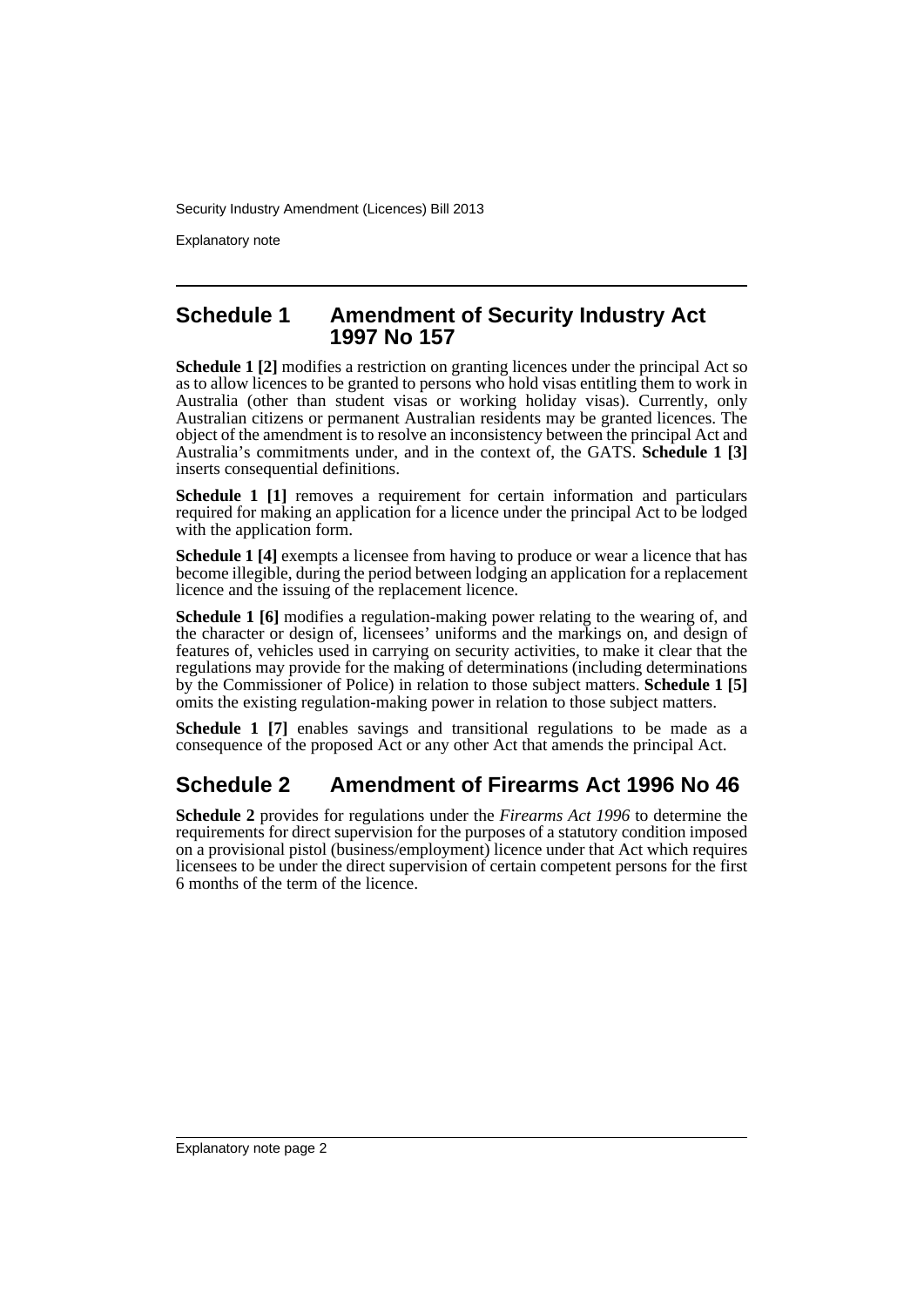## Schedule 1 Amendment of Security Industry Act 1997 No 157

**Schedule 1 [2]** modifies a restriction on granting licences under the principal Act so as to allow licences to be granted to persons who hold visas entitling them to work in Australia (other than student visas or working holiday visas). Currently, only Australian citizens or permanent Australian residents may be granted licences. The object of the amendment is to resolve an inconsistency between the principal Act and Australia's commitments under, and in the context of, the GATS. **Schedule 1 [3]** inserts consequential definitions.

**Schedule 1 [1]** removes a requirement for certain information and particulars required for making an application for a licence under the principal Act to be lodged with the application form.

**Schedule 1 [4]** exempts a licensee from having to produce or wear a licence that has become illegible, during the period between lodging an application for a replacement licence and the issuing of the replacement licence.

**Schedule 1 [6]** modifies a regulation-making power relating to the wearing of, and the character or design of, licensees' uniforms and the markings on, and design of features of, vehicles used in carrying on security activities, to make it clear that the regulations may provide for the making of determinations (including determinations by the Commissioner of Police) in relation to those subject matters. **Schedule 1 [5]** omits the existing regulation-making power in relation to those subject matters.

**Schedule 1 [7]** enables savings and transitional regulations to be made as a consequence of the proposed Act or any other Act that amends the principal Act.

## Schedule 2 Amendment of Firearms Act 1996 No 46

**Schedule 2** provides for regulations under the *Firearms Act 1996* to determine the requirements for direct supervision for the purposes of a statutory condition imposed on a provisional pistol (business/employment) licence under that Act which requires licensees to be under the direct supervision of certain competent persons for the first 6 months of the term of the licence.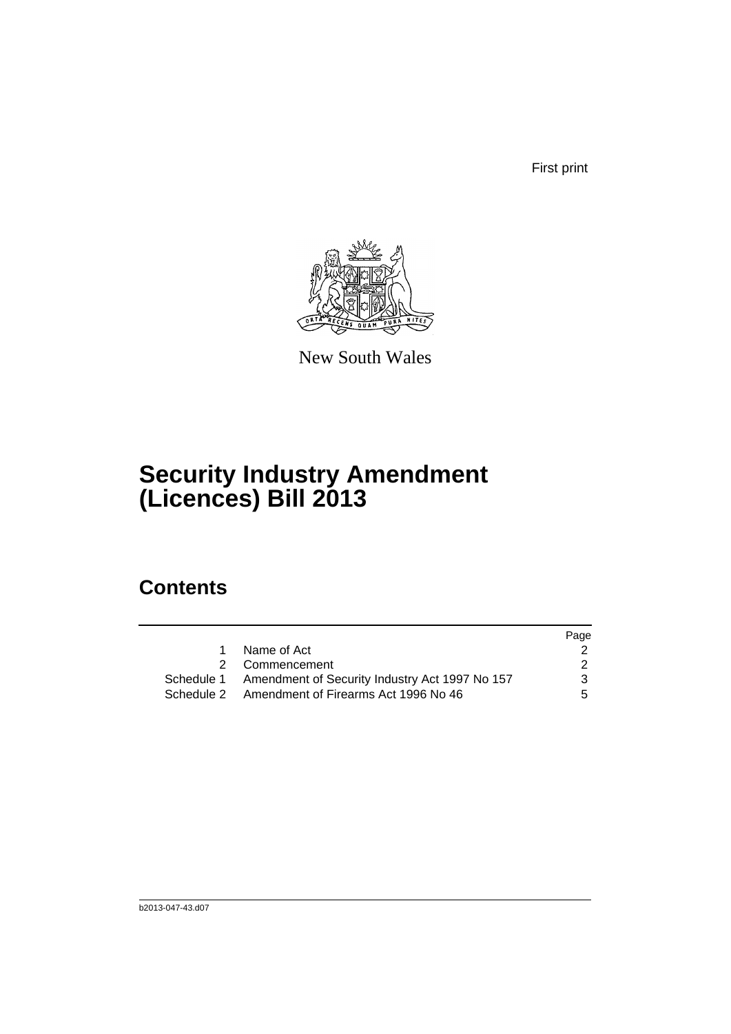First print

New South Wales

# Security Industry Amendment (Licences) Bill 2013

## Contents

| | | Page |
|---|---|---|
| 1 | Name of Act | 2 |
| 2 | Commencement | 2 |
| Schedule 1 | Amendment of Security Industry Act 1997 No 157 | 3 |
| Schedule 2 | Amendment of Firearms Act 1996 No 46 | 5 |

b2013-047-43.d07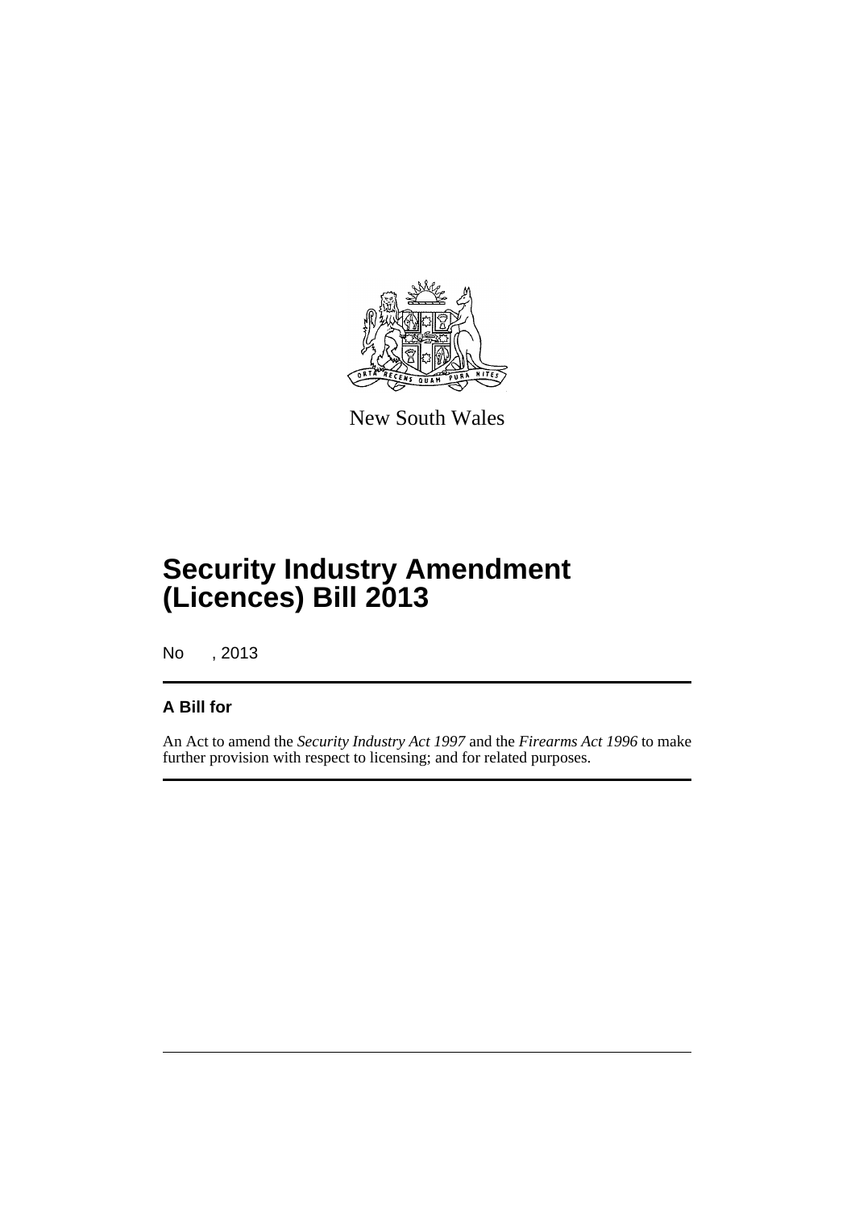New South Wales

# Security Industry Amendment (Licences) Bill 2013

No , 2013

## A Bill for

An Act to amend the *Security Industry Act 1997* and the *Firearms Act 1996* to make further provision with respect to licensing; and for related purposes.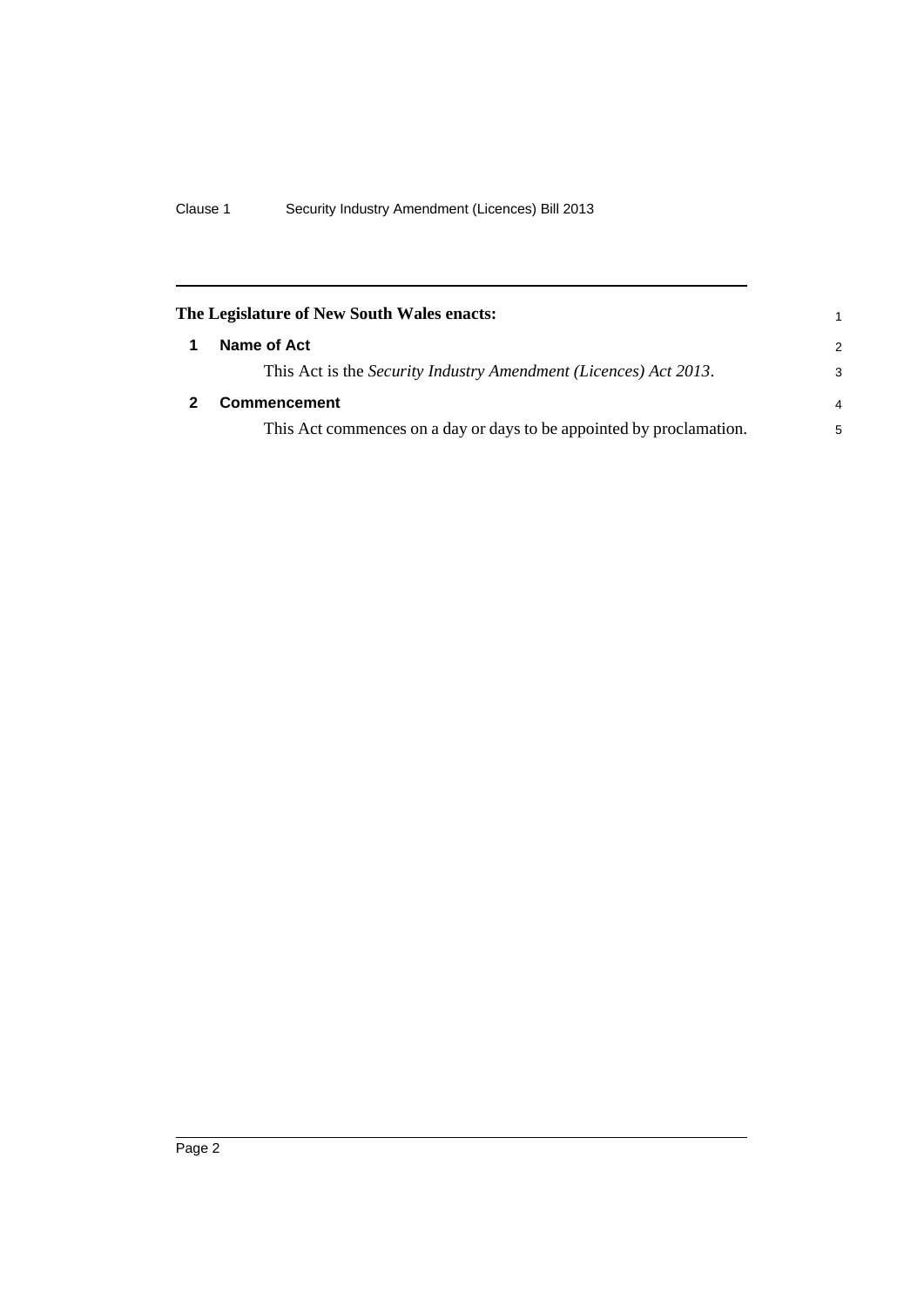**The Legislature of New South Wales enacts:**

## 1 Name of Act

This Act is the *Security Industry Amendment (Licences) Act 2013*.

## 2 Commencement

This Act commences on a day or days to be appointed by proclamation.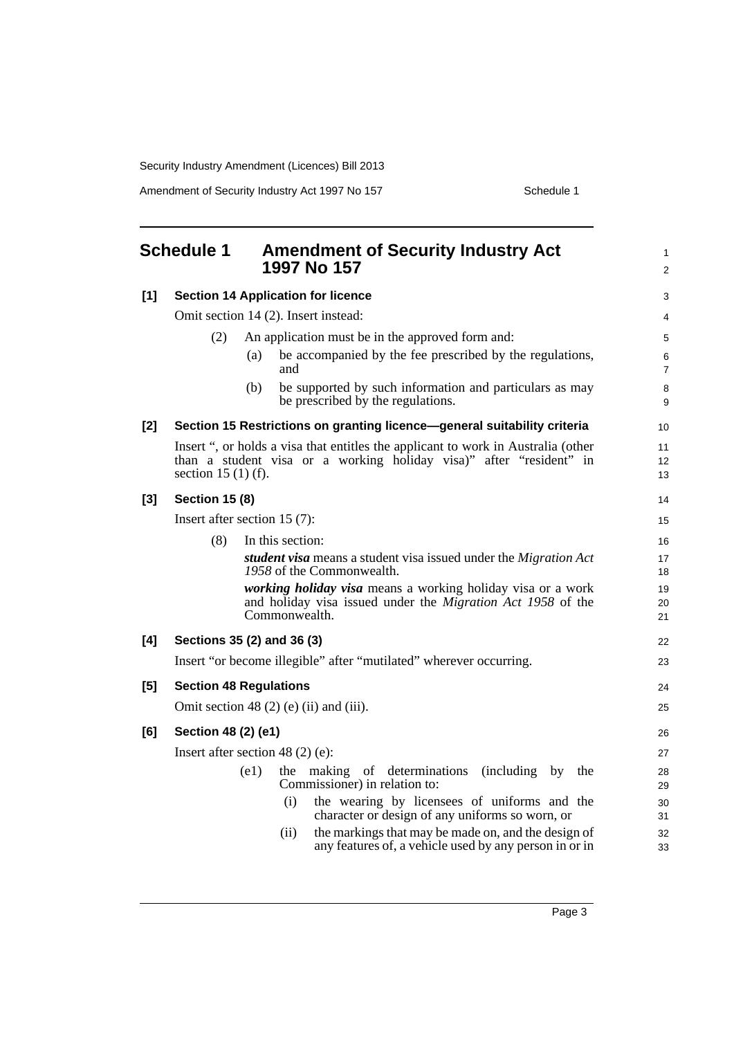## Schedule 1 Amendment of Security Industry Act 1997 No 157

### [1] Section 14 Application for licence

Omit section 14 (2). Insert instead:

(2) An application must be in the approved form and:

(a) be accompanied by the fee prescribed by the regulations, and

(b) be supported by such information and particulars as may be prescribed by the regulations.

### [2] Section 15 Restrictions on granting licence—general suitability criteria

Insert ", or holds a visa that entitles the applicant to work in Australia (other than a student visa or a working holiday visa)" after "resident" in section 15 (1) (f).

### [3] Section 15 (8)

Insert after section 15 (7):

(8) In this section:

***student visa*** means a student visa issued under the *Migration Act 1958* of the Commonwealth.

***working holiday visa*** means a working holiday visa or a work and holiday visa issued under the *Migration Act 1958* of the Commonwealth.

### [4] Sections 35 (2) and 36 (3)

Insert "or become illegible" after "mutilated" wherever occurring.

### [5] Section 48 Regulations

Omit section 48 (2) (e) (ii) and (iii).

### [6] Section 48 (2) (e1)

Insert after section 48 (2) (e):

(e1) the making of determinations (including by the Commissioner) in relation to:

(i) the wearing by licensees of uniforms and the character or design of any uniforms so worn, or

(ii) the markings that may be made on, and the design of any features of, a vehicle used by any person in or in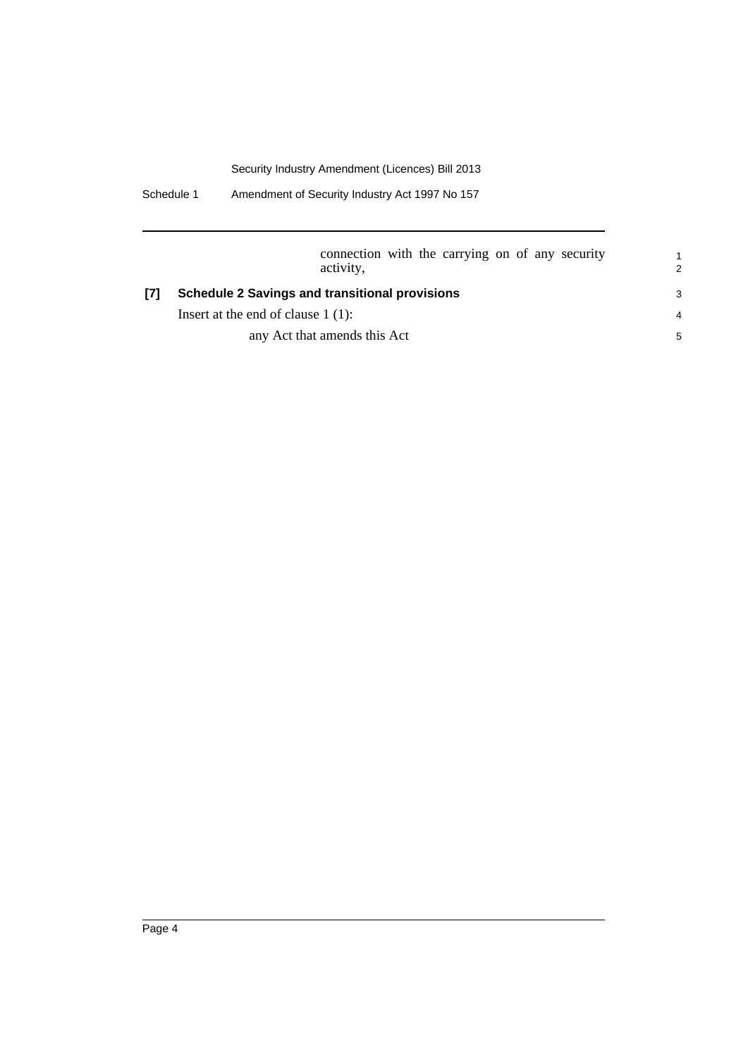connection with the carrying on of any security activity,

**[7] Schedule 2 Savings and transitional provisions**

Insert at the end of clause 1 (1):

any Act that amends this Act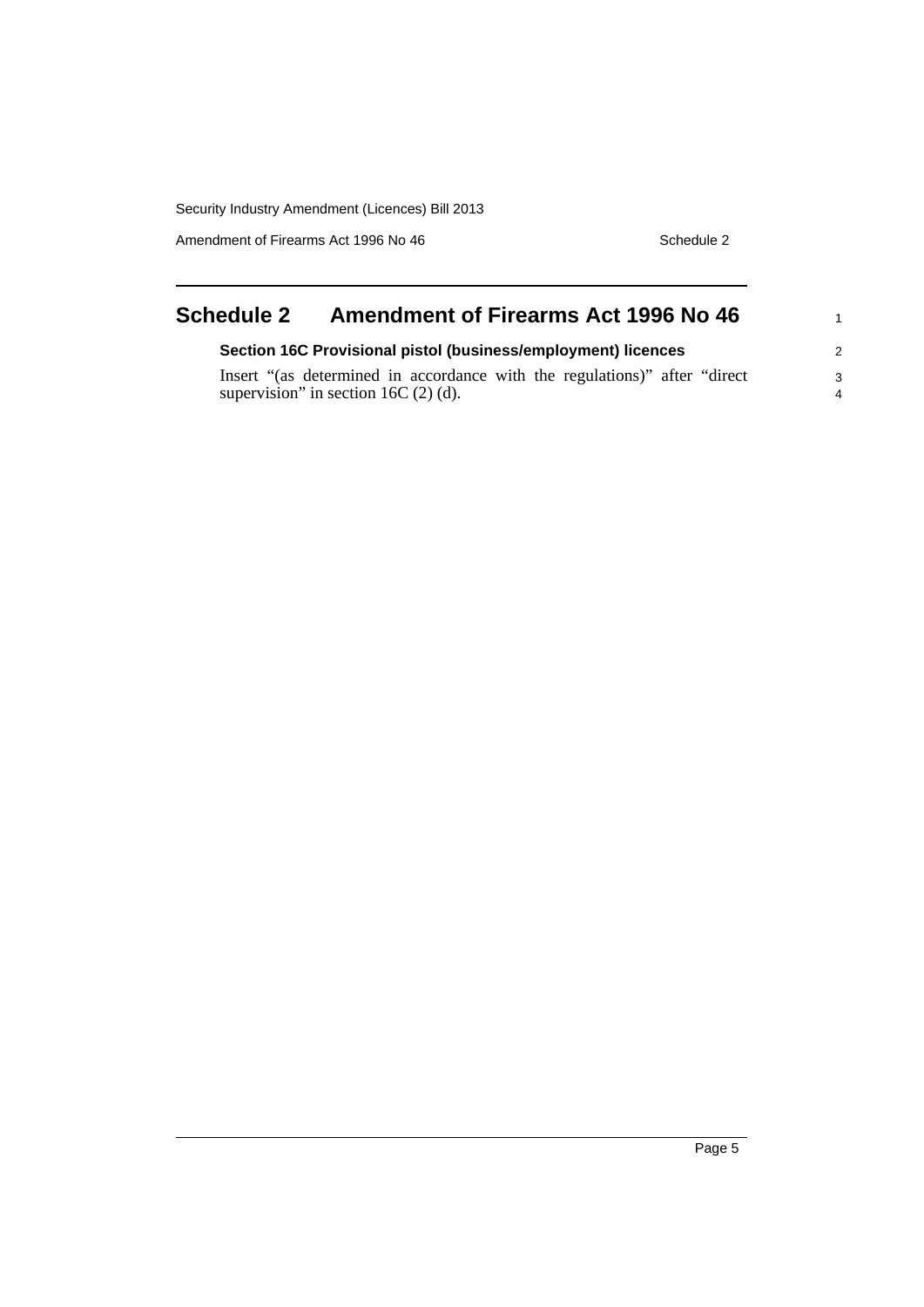# Schedule 2 Amendment of Firearms Act 1996 No 46

### Section 16C Provisional pistol (business/employment) licences

Insert "(as determined in accordance with the regulations)" after "direct supervision" in section 16C (2) (d).